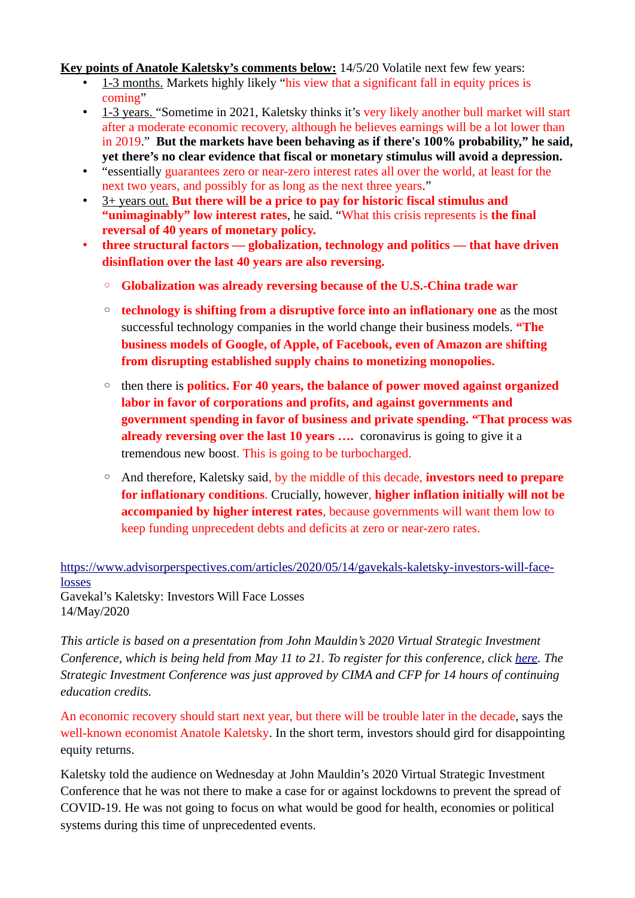**Key points of Anatole Kaletsky's comments below:** 14/5/20 Volatile next few few years:

- 1-3 months. Markets highly likely "his view that a significant fall in equity prices is coming"
- 1-3 years. "Sometime in 2021, Kaletsky thinks it's very likely another bull market will start after a moderate economic recovery, although he believes earnings will be a lot lower than in 2019." **But the markets have been behaving as if there's 100% probability," he said, yet there's no clear evidence that fiscal or monetary stimulus will avoid a depression.**
- "essentially guarantees zero or near-zero interest rates all over the world, at least for the next two years, and possibly for as long as the next three years."
- 3+ years out. **But there will be a price to pay for historic fiscal stimulus and "unimaginably" low interest rates**, he said. "What this crisis represents is **the final reversal of 40 years of monetary policy.**
- **three structural factors — globalization, technology and politics — that have driven disinflation over the last 40 years are also reversing.**
  - **Globalization was already reversing because of the U.S.-China trade war**
  - **technology is shifting from a disruptive force into an inflationary one** as the most successful technology companies in the world change their business models. **"The business models of Google, of Apple, of Facebook, even of Amazon are shifting from disrupting established supply chains to monetizing monopolies.**
  - then there is **politics. For 40 years, the balance of power moved against organized labor in favor of corporations and profits, and against governments and government spending in favor of business and private spending. "That process was already reversing over the last 10 years ….** coronavirus is going to give it a tremendous new boost. This is going to be turbocharged.
  - And therefore, Kaletsky said, by the middle of this decade, **investors need to prepare for inflationary conditions**. Crucially, however, **higher inflation initially will not be accompanied by higher interest rates**, because governments will want them low to keep funding unprecedent debts and deficits at zero or near-zero rates.

[https://www.advisorperspectives.com/articles/2020/05/14/gavekals-kaletsky-investors-will-face-losses](https://www.advisorperspectives.com/articles/2020/05/14/gavekals-kaletsky-investors-will-face-losses)
Gavekal's Kaletsky: Investors Will Face Losses
14/May/2020

*This article is based on a presentation from John Mauldin's 2020 Virtual Strategic Investment Conference, which is being held from May 11 to 21. To register for this conference, click here. The Strategic Investment Conference was just approved by CIMA and CFP for 14 hours of continuing education credits.*

An economic recovery should start next year, but there will be trouble later in the decade, says the well-known economist Anatole Kaletsky. In the short term, investors should gird for disappointing equity returns.

Kaletsky told the audience on Wednesday at John Mauldin's 2020 Virtual Strategic Investment Conference that he was not there to make a case for or against lockdowns to prevent the spread of COVID-19. He was not going to focus on what would be good for health, economies or political systems during this time of unprecedented events.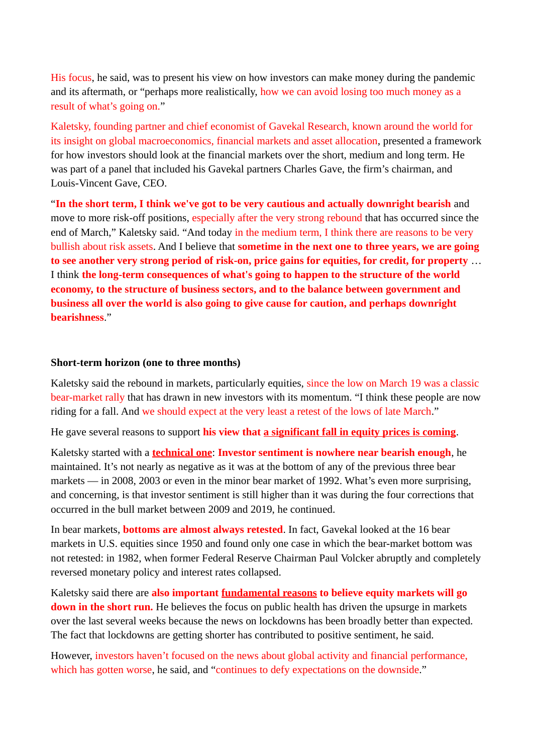His focus, he said, was to present his view on how investors can make money during the pandemic and its aftermath, or "perhaps more realistically, how we can avoid losing too much money as a result of what's going on."

Kaletsky, founding partner and chief economist of Gavekal Research, known around the world for its insight on global macroeconomics, financial markets and asset allocation, presented a framework for how investors should look at the financial markets over the short, medium and long term. He was part of a panel that included his Gavekal partners Charles Gave, the firm's chairman, and Louis-Vincent Gave, CEO.

"**In the short term, I think we've got to be very cautious and actually downright bearish** and move to more risk-off positions, especially after the very strong rebound that has occurred since the end of March," Kaletsky said. "And today in the medium term, I think there are reasons to be very bullish about risk assets. And I believe that **sometime in the next one to three years, we are going to see another very strong period of risk-on, price gains for equities, for credit, for property** … I think **the long-term consequences of what's going to happen to the structure of the world economy, to the structure of business sectors, and to the balance between government and business all over the world is also going to give cause for caution, and perhaps downright bearishness**."

**Short-term horizon (one to three months)**

Kaletsky said the rebound in markets, particularly equities, since the low on March 19 was a classic bear-market rally that has drawn in new investors with its momentum. "I think these people are now riding for a fall. And we should expect at the very least a retest of the lows of late March."

He gave several reasons to support **his view that <u>a significant fall in equity prices is coming</u>**.

Kaletsky started with a **<u>technical one</u>**: **Investor sentiment is nowhere near bearish enough**, he maintained. It's not nearly as negative as it was at the bottom of any of the previous three bear markets — in 2008, 2003 or even in the minor bear market of 1992. What's even more surprising, and concerning, is that investor sentiment is still higher than it was during the four corrections that occurred in the bull market between 2009 and 2019, he continued.

In bear markets, **bottoms are almost always retested**. In fact, Gavekal looked at the 16 bear markets in U.S. equities since 1950 and found only one case in which the bear-market bottom was not retested: in 1982, when former Federal Reserve Chairman Paul Volcker abruptly and completely reversed monetary policy and interest rates collapsed.

Kaletsky said there are **also important <u>fundamental reasons</u> to believe equity markets will go down in the short run.** He believes the focus on public health has driven the upsurge in markets over the last several weeks because the news on lockdowns has been broadly better than expected. The fact that lockdowns are getting shorter has contributed to positive sentiment, he said.

However, investors haven't focused on the news about global activity and financial performance, which has gotten worse, he said, and "continues to defy expectations on the downside."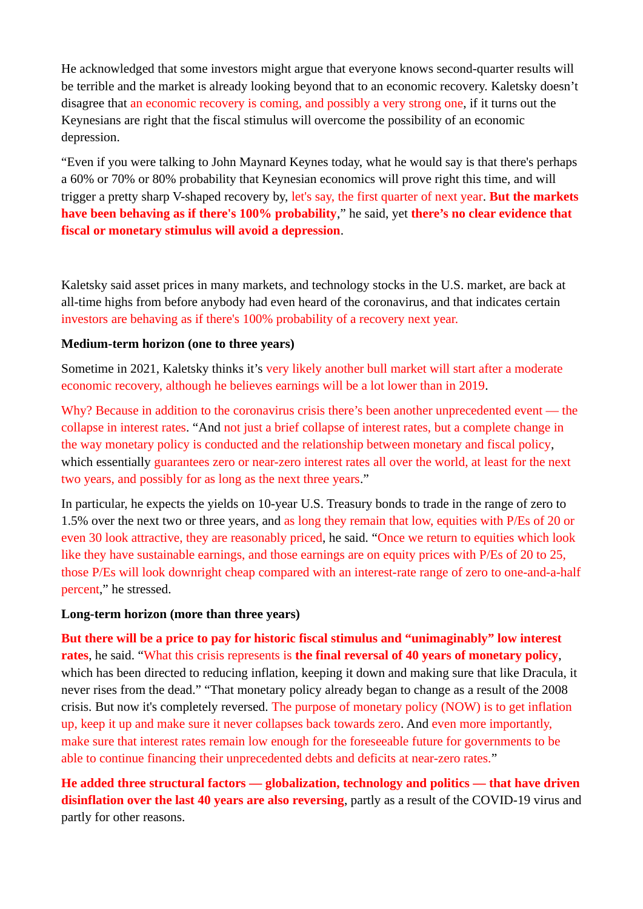He acknowledged that some investors might argue that everyone knows second-quarter results will be terrible and the market is already looking beyond that to an economic recovery. Kaletsky doesn't disagree that an economic recovery is coming, and possibly a very strong one, if it turns out the Keynesians are right that the fiscal stimulus will overcome the possibility of an economic depression.

"Even if you were talking to John Maynard Keynes today, what he would say is that there's perhaps a 60% or 70% or 80% probability that Keynesian economics will prove right this time, and will trigger a pretty sharp V-shaped recovery by, let's say, the first quarter of next year. **But the markets have been behaving as if there's 100% probability**," he said, yet **there's no clear evidence that fiscal or monetary stimulus will avoid a depression**.

Kaletsky said asset prices in many markets, and technology stocks in the U.S. market, are back at all-time highs from before anybody had even heard of the coronavirus, and that indicates certain investors are behaving as if there's 100% probability of a recovery next year.

**Medium-term horizon (one to three years)**

Sometime in 2021, Kaletsky thinks it's very likely another bull market will start after a moderate economic recovery, although he believes earnings will be a lot lower than in 2019.

Why? Because in addition to the coronavirus crisis there's been another unprecedented event — the collapse in interest rates. "And not just a brief collapse of interest rates, but a complete change in the way monetary policy is conducted and the relationship between monetary and fiscal policy, which essentially guarantees zero or near-zero interest rates all over the world, at least for the next two years, and possibly for as long as the next three years."

In particular, he expects the yields on 10-year U.S. Treasury bonds to trade in the range of zero to 1.5% over the next two or three years, and as long they remain that low, equities with P/Es of 20 or even 30 look attractive, they are reasonably priced, he said. "Once we return to equities which look like they have sustainable earnings, and those earnings are on equity prices with P/Es of 20 to 25, those P/Es will look downright cheap compared with an interest-rate range of zero to one-and-a-half percent," he stressed.

**Long-term horizon (more than three years)**

**But there will be a price to pay for historic fiscal stimulus and "unimaginably" low interest rates**, he said. "What this crisis represents is **the final reversal of 40 years of monetary policy**, which has been directed to reducing inflation, keeping it down and making sure that like Dracula, it never rises from the dead." "That monetary policy already began to change as a result of the 2008 crisis. But now it's completely reversed. The purpose of monetary policy (NOW) is to get inflation up, keep it up and make sure it never collapses back towards zero. And even more importantly, make sure that interest rates remain low enough for the foreseeable future for governments to be able to continue financing their unprecedented debts and deficits at near-zero rates."

**He added three structural factors — globalization, technology and politics — that have driven disinflation over the last 40 years are also reversing**, partly as a result of the COVID-19 virus and partly for other reasons.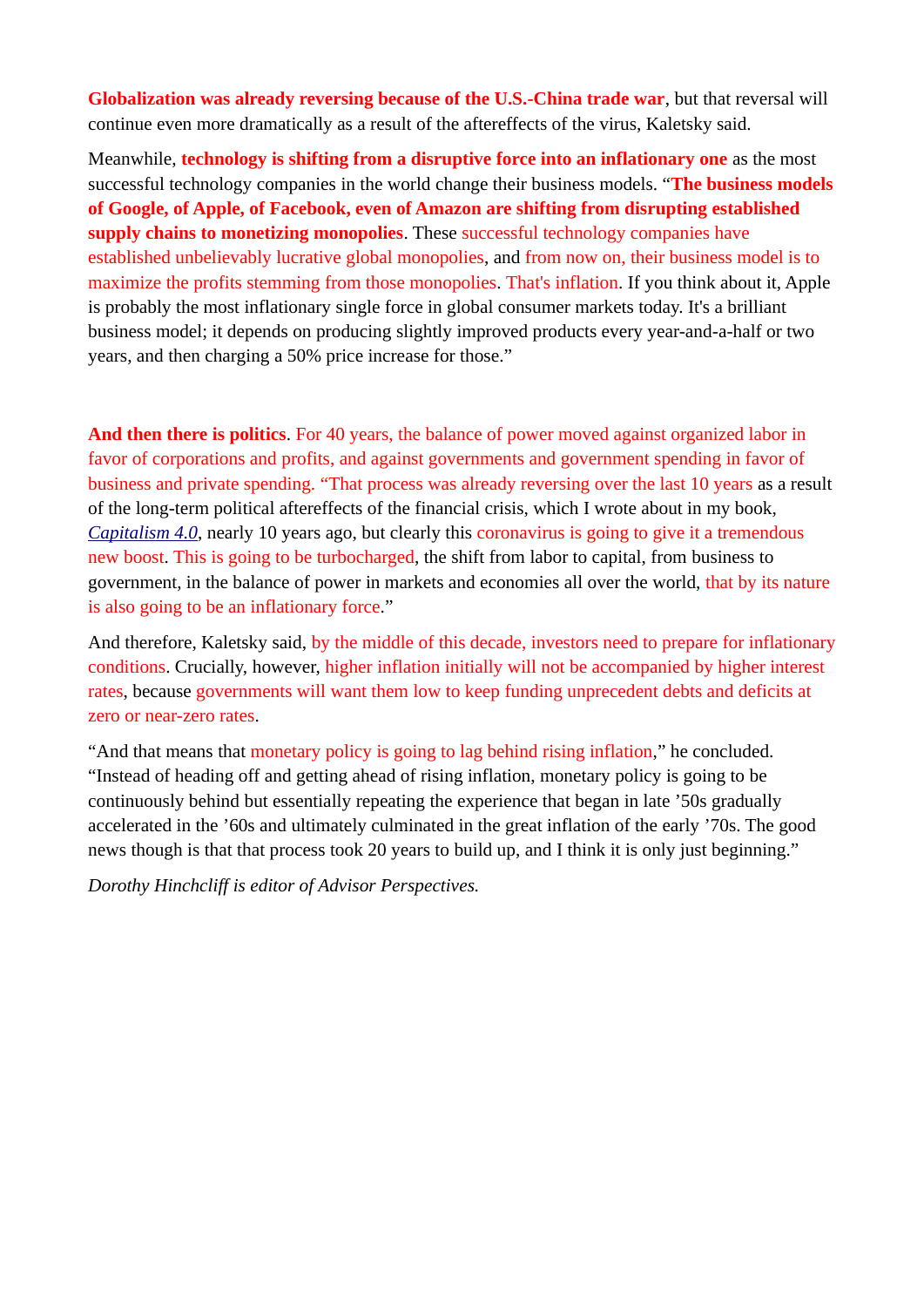**Globalization was already reversing because of the U.S.-China trade war**, but that reversal will continue even more dramatically as a result of the aftereffects of the virus, Kaletsky said.

Meanwhile, **technology is shifting from a disruptive force into an inflationary one** as the most successful technology companies in the world change their business models. "**The business models of Google, of Apple, of Facebook, even of Amazon are shifting from disrupting established supply chains to monetizing monopolies**. These successful technology companies have established unbelievably lucrative global monopolies, and from now on, their business model is to maximize the profits stemming from those monopolies. That's inflation. If you think about it, Apple is probably the most inflationary single force in global consumer markets today. It's a brilliant business model; it depends on producing slightly improved products every year-and-a-half or two years, and then charging a 50% price increase for those."

**And then there is politics**. For 40 years, the balance of power moved against organized labor in favor of corporations and profits, and against governments and government spending in favor of business and private spending. "That process was already reversing over the last 10 years as a result of the long-term political aftereffects of the financial crisis, which I wrote about in my book, *Capitalism 4.0*, nearly 10 years ago, but clearly this coronavirus is going to give it a tremendous new boost. This is going to be turbocharged, the shift from labor to capital, from business to government, in the balance of power in markets and economies all over the world, that by its nature is also going to be an inflationary force."

And therefore, Kaletsky said, by the middle of this decade, investors need to prepare for inflationary conditions. Crucially, however, higher inflation initially will not be accompanied by higher interest rates, because governments will want them low to keep funding unprecedent debts and deficits at zero or near-zero rates.

"And that means that monetary policy is going to lag behind rising inflation," he concluded. "Instead of heading off and getting ahead of rising inflation, monetary policy is going to be continuously behind but essentially repeating the experience that began in late '50s gradually accelerated in the '60s and ultimately culminated in the great inflation of the early '70s. The good news though is that that process took 20 years to build up, and I think it is only just beginning."

*Dorothy Hinchcliff is editor of Advisor Perspectives.*